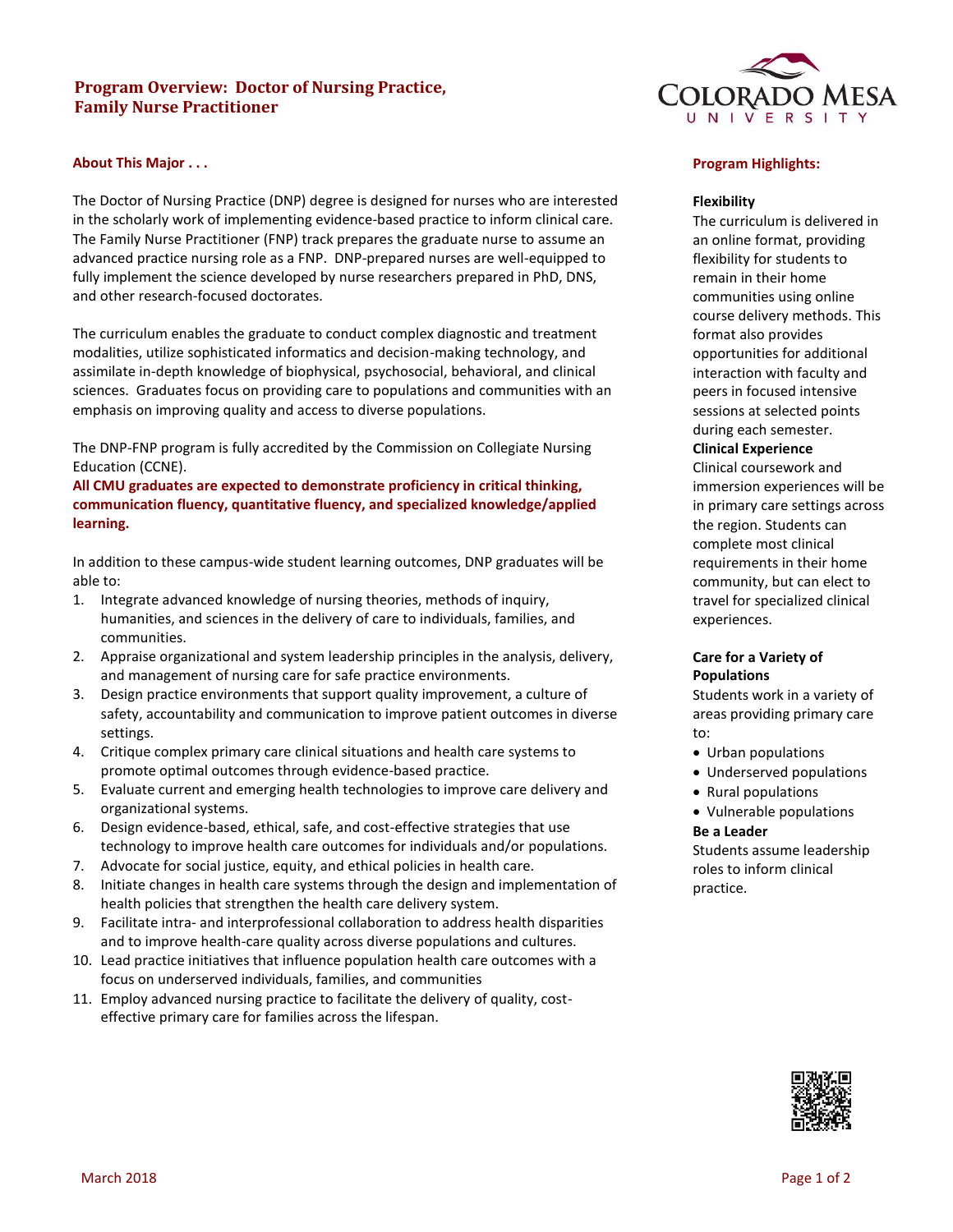# Program Overview: Doctor of Nursing Practice, Family Nurse Practitioner

Colorado Mesa University

## About This Major . . .

The Doctor of Nursing Practice (DNP) degree is designed for nurses who are interested in the scholarly work of implementing evidence-based practice to inform clinical care. The Family Nurse Practitioner (FNP) track prepares the graduate nurse to assume an advanced practice nursing role as a FNP. DNP-prepared nurses are well-equipped to fully implement the science developed by nurse researchers prepared in PhD, DNS, and other research-focused doctorates.

The curriculum enables the graduate to conduct complex diagnostic and treatment modalities, utilize sophisticated informatics and decision-making technology, and assimilate in-depth knowledge of biophysical, psychosocial, behavioral, and clinical sciences. Graduates focus on providing care to populations and communities with an emphasis on improving quality and access to diverse populations.

The DNP-FNP program is fully accredited by the Commission on Collegiate Nursing Education (CCNE).

**All CMU graduates are expected to demonstrate proficiency in critical thinking, communication fluency, quantitative fluency, and specialized knowledge/applied learning.**

In addition to these campus-wide student learning outcomes, DNP graduates will be able to:

1. Integrate advanced knowledge of nursing theories, methods of inquiry, humanities, and sciences in the delivery of care to individuals, families, and communities.
2. Appraise organizational and system leadership principles in the analysis, delivery, and management of nursing care for safe practice environments.
3. Design practice environments that support quality improvement, a culture of safety, accountability and communication to improve patient outcomes in diverse settings.
4. Critique complex primary care clinical situations and health care systems to promote optimal outcomes through evidence-based practice.
5. Evaluate current and emerging health technologies to improve care delivery and organizational systems.
6. Design evidence-based, ethical, safe, and cost-effective strategies that use technology to improve health care outcomes for individuals and/or populations.
7. Advocate for social justice, equity, and ethical policies in health care.
8. Initiate changes in health care systems through the design and implementation of health policies that strengthen the health care delivery system.
9. Facilitate intra- and interprofessional collaboration to address health disparities and to improve health-care quality across diverse populations and cultures.
10. Lead practice initiatives that influence population health care outcomes with a focus on underserved individuals, families, and communities
11. Employ advanced nursing practice to facilitate the delivery of quality, cost-effective primary care for families across the lifespan.

## Program Highlights:

**Flexibility**

The curriculum is delivered in an online format, providing flexibility for students to remain in their home communities using online course delivery methods. This format also provides opportunities for additional interaction with faculty and peers in focused intensive sessions at selected points during each semester.

**Clinical Experience**

Clinical coursework and immersion experiences will be in primary care settings across the region. Students can complete most clinical requirements in their home community, but can elect to travel for specialized clinical experiences.

**Care for a Variety of Populations**

Students work in a variety of areas providing primary care to:

- Urban populations
- Underserved populations
- Rural populations
- Vulnerable populations

**Be a Leader**

Students assume leadership roles to inform clinical practice.

March 2018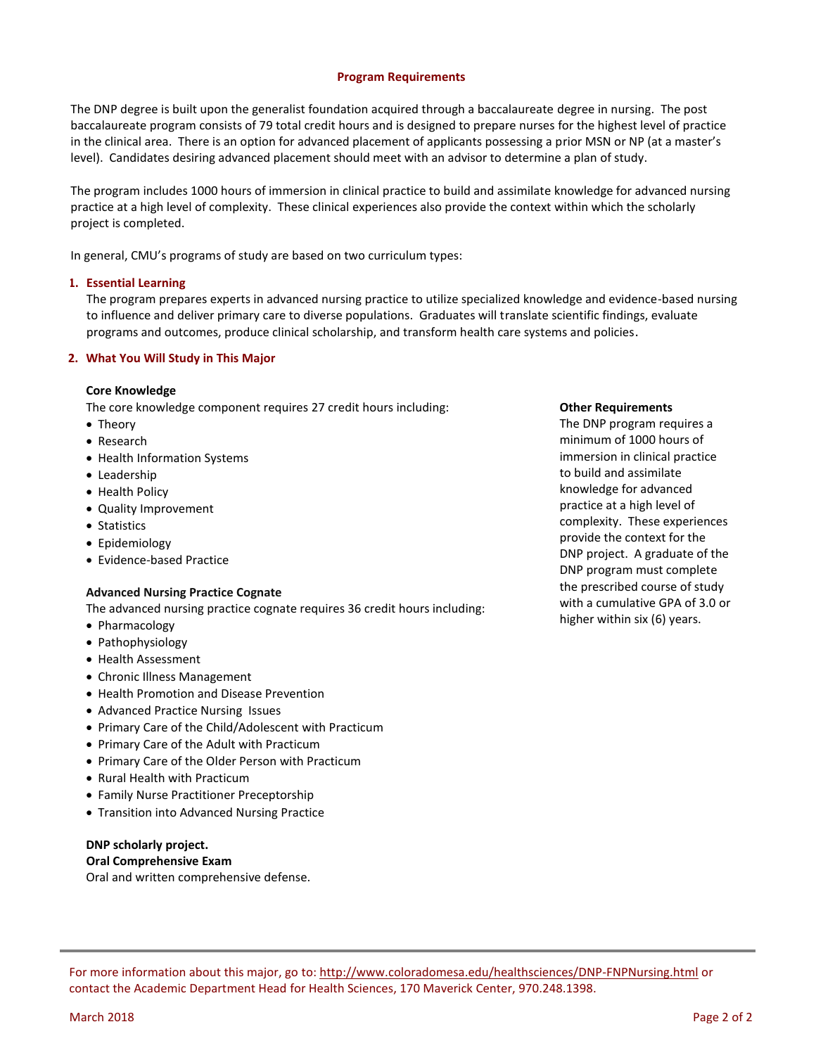## Program Requirements

The DNP degree is built upon the generalist foundation acquired through a baccalaureate degree in nursing. The post baccalaureate program consists of 79 total credit hours and is designed to prepare nurses for the highest level of practice in the clinical area. There is an option for advanced placement of applicants possessing a prior MSN or NP (at a master's level). Candidates desiring advanced placement should meet with an advisor to determine a plan of study.

The program includes 1000 hours of immersion in clinical practice to build and assimilate knowledge for advanced nursing practice at a high level of complexity. These clinical experiences also provide the context within which the scholarly project is completed.

In general, CMU's programs of study are based on two curriculum types:

### 1. Essential Learning

The program prepares experts in advanced nursing practice to utilize specialized knowledge and evidence-based nursing to influence and deliver primary care to diverse populations. Graduates will translate scientific findings, evaluate programs and outcomes, produce clinical scholarship, and transform health care systems and policies.

### 2. What You Will Study in This Major

**Core Knowledge**

The core knowledge component requires 27 credit hours including:

- Theory
- Research
- Health Information Systems
- Leadership
- Health Policy
- Quality Improvement
- Statistics
- Epidemiology
- Evidence-based Practice

**Advanced Nursing Practice Cognate**

The advanced nursing practice cognate requires 36 credit hours including:

- Pharmacology
- Pathophysiology
- Health Assessment
- Chronic Illness Management
- Health Promotion and Disease Prevention
- Advanced Practice Nursing Issues
- Primary Care of the Child/Adolescent with Practicum
- Primary Care of the Adult with Practicum
- Primary Care of the Older Person with Practicum
- Rural Health with Practicum
- Family Nurse Practitioner Preceptorship
- Transition into Advanced Nursing Practice

**DNP scholarly project.**

**Oral Comprehensive Exam**

Oral and written comprehensive defense.

**Other Requirements**

The DNP program requires a minimum of 1000 hours of immersion in clinical practice to build and assimilate knowledge for advanced practice at a high level of complexity. These experiences provide the context for the DNP project. A graduate of the DNP program must complete the prescribed course of study with a cumulative GPA of 3.0 or higher within six (6) years.

For more information about this major, go to: http://www.coloradomesa.edu/healthsciences/DNP-FNPNursing.html or contact the Academic Department Head for Health Sciences, 170 Maverick Center, 970.248.1398.

March 2018